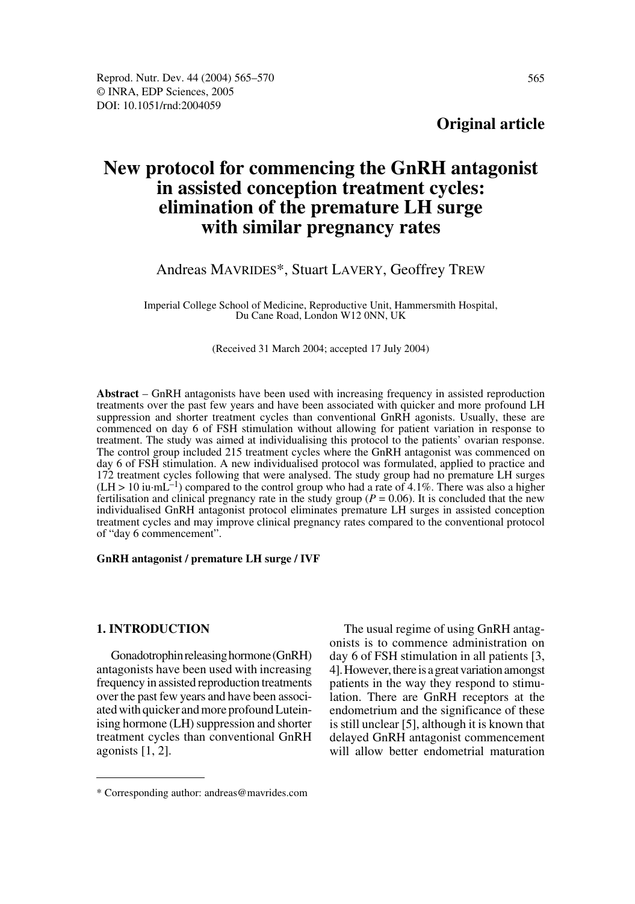**Original article**

# New protocol for commencing the GnRH antagonist in assisted conception treatment cycles: elimination of the premature LH surge with similar pregnancy rates

Andreas MAVRIDES*, Stuart LAVERY, Geoffrey TREW

Imperial College School of Medicine, Reproductive Unit, Hammersmith Hospital, Du Cane Road, London W12 0NN, UK

(Received 31 March 2004; accepted 17 July 2004)

**Abstract** – GnRH antagonists have been used with increasing frequency in assisted reproduction treatments over the past few years and have been associated with quicker and more profound LH suppression and shorter treatment cycles than conventional GnRH agonists. Usually, these are commenced on day 6 of FSH stimulation without allowing for patient variation in response to treatment. The study was aimed at individualising this protocol to the patients' ovarian response. The control group included 215 treatment cycles where the GnRH antagonist was commenced on day 6 of FSH stimulation. A new individualised protocol was formulated, applied to practice and 172 treatment cycles following that were analysed. The study group had no premature LH surges (LH > 10 iu·mL$^{-1}$) compared to the control group who had a rate of 4.1%. There was also a higher fertilisation and clinical pregnancy rate in the study group ($P = 0.06$). It is concluded that the new individualised GnRH antagonist protocol eliminates premature LH surges in assisted conception treatment cycles and may improve clinical pregnancy rates compared to the conventional protocol of "day 6 commencement".

**GnRH antagonist / premature LH surge / IVF**

## 1. INTRODUCTION

Gonadotrophin releasing hormone (GnRH) antagonists have been used with increasing frequency in assisted reproduction treatments over the past few years and have been associated with quicker and more profound Luteinising hormone (LH) suppression and shorter treatment cycles than conventional GnRH agonists [1, 2].

The usual regime of using GnRH antagonists is to commence administration on day 6 of FSH stimulation in all patients [3, 4]. However, there is a great variation amongst patients in the way they respond to stimulation. There are GnRH receptors at the endometrium and the significance of these is still unclear [5], although it is known that delayed GnRH antagonist commencement will allow better endometrial maturation

* Corresponding author: andreas@mavrides.com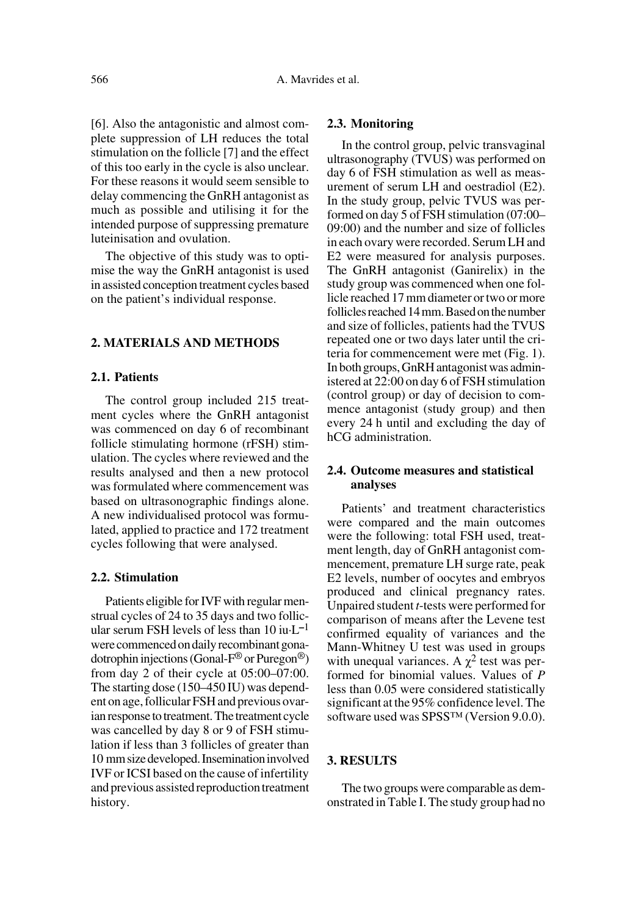[6]. Also the antagonistic and almost complete suppression of LH reduces the total stimulation on the follicle [7] and the effect of this too early in the cycle is also unclear. For these reasons it would seem sensible to delay commencing the GnRH antagonist as much as possible and utilising it for the intended purpose of suppressing premature luteinisation and ovulation.

The objective of this study was to optimise the way the GnRH antagonist is used in assisted conception treatment cycles based on the patient's individual response.

## 2. MATERIALS AND METHODS

### 2.1. Patients

The control group included 215 treatment cycles where the GnRH antagonist was commenced on day 6 of recombinant follicle stimulating hormone (rFSH) stimulation. The cycles where reviewed and the results analysed and then a new protocol was formulated where commencement was based on ultrasonographic findings alone. A new individualised protocol was formulated, applied to practice and 172 treatment cycles following that were analysed.

### 2.2. Stimulation

Patients eligible for IVF with regular menstrual cycles of 24 to 35 days and two follicular serum FSH levels of less than 10 $iu \cdot L^{-1}$ were commenced on daily recombinant gonadotrophin injections (Gonal-F® or Puregon®) from day 2 of their cycle at 05:00–07:00. The starting dose (150–450 IU) was dependent on age, follicular FSH and previous ovarian response to treatment. The treatment cycle was cancelled by day 8 or 9 of FSH stimulation if less than 3 follicles of greater than 10 mm size developed. Insemination involved IVF or ICSI based on the cause of infertility and previous assisted reproduction treatment history.

### 2.3. Monitoring

In the control group, pelvic transvaginal ultrasonography (TVUS) was performed on day 6 of FSH stimulation as well as measurement of serum LH and oestradiol (E2). In the study group, pelvic TVUS was performed on day 5 of FSH stimulation (07:00–09:00) and the number and size of follicles in each ovary were recorded. Serum LH and E2 were measured for analysis purposes. The GnRH antagonist (Ganirelix) in the study group was commenced when one follicle reached 17 mm diameter or two or more follicles reached 14 mm. Based on the number and size of follicles, patients had the TVUS repeated one or two days later until the criteria for commencement were met (Fig. 1). In both groups, GnRH antagonist was administered at 22:00 on day 6 of FSH stimulation (control group) or day of decision to commence antagonist (study group) and then every 24 h until and excluding the day of hCG administration.

### 2.4. Outcome measures and statistical analyses

Patients' and treatment characteristics were compared and the main outcomes were the following: total FSH used, treatment length, day of GnRH antagonist commencement, premature LH surge rate, peak E2 levels, number of oocytes and embryos produced and clinical pregnancy rates. Unpaired student *t*-tests were performed for comparison of means after the Levene test confirmed equality of variances and the Mann-Whitney U test was used in groups with unequal variances. A $\chi^2$ test was performed for binomial values. Values of *P* less than 0.05 were considered statistically significant at the 95% confidence level. The software used was SPSS™ (Version 9.0.0).

## 3. RESULTS

The two groups were comparable as demonstrated in Table I. The study group had no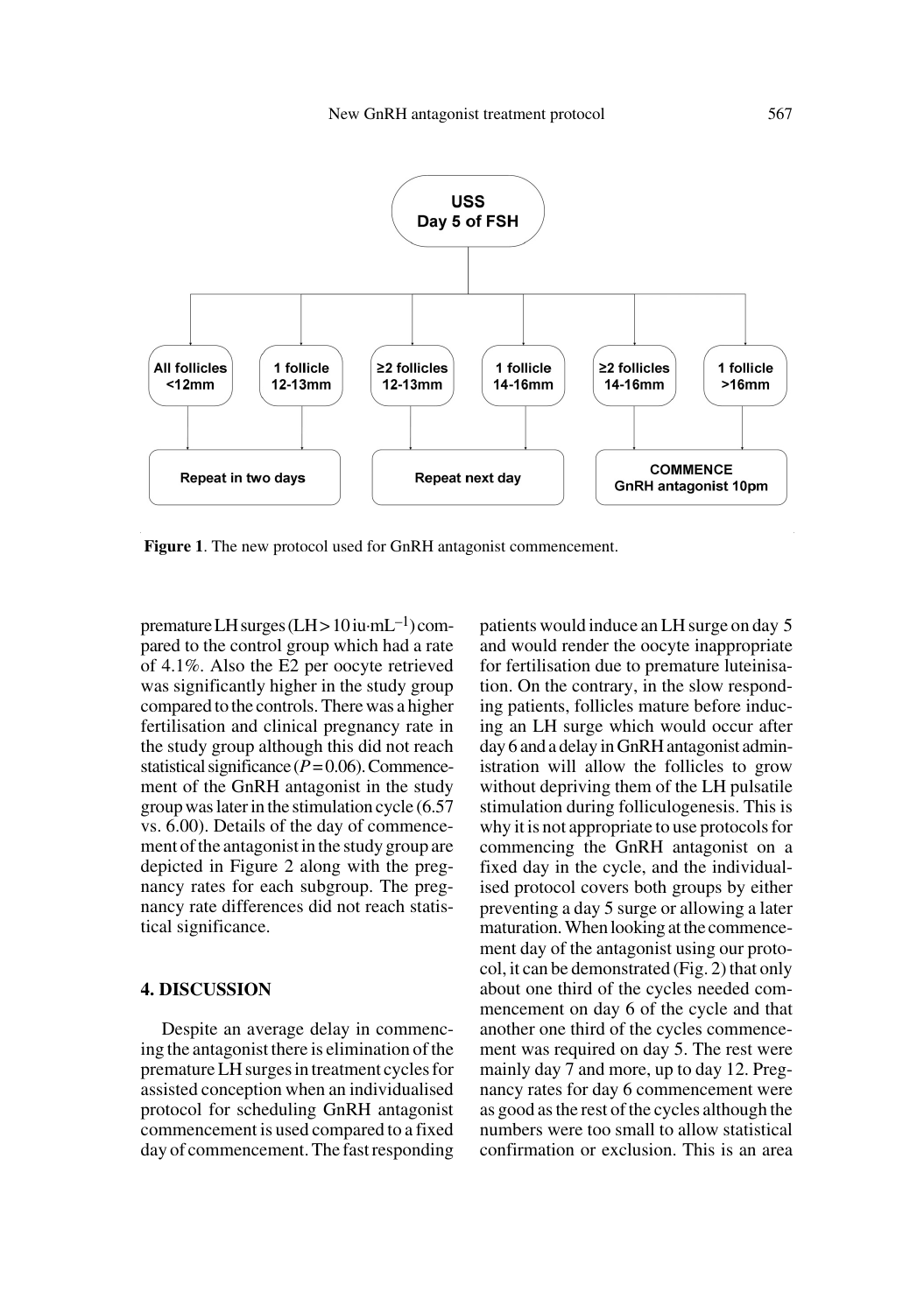USS
Day 5 of FSH

| All follicles <12mm | 1 follicle 12-13mm | ≥2 follicles 12-13mm | 1 follicle 14-16mm | ≥2 follicles 14-16mm | 1 follicle >16mm |
|---|---|---|---|---|---|
| Repeat in two days | Repeat in two days | Repeat next day | Repeat next day | COMMENCE GnRH antagonist 10pm | COMMENCE GnRH antagonist 10pm |

**Figure 1**. The new protocol used for GnRH antagonist commencement.

premature LH surges (LH > 10 iu·mL$^{-1}$) compared to the control group which had a rate of 4.1%. Also the E2 per oocyte retrieved was significantly higher in the study group compared to the controls. There was a higher fertilisation and clinical pregnancy rate in the study group although this did not reach statistical significance ($P = 0.06$). Commencement of the GnRH antagonist in the study group was later in the stimulation cycle (6.57 vs. 6.00). Details of the day of commencement of the antagonist in the study group are depicted in Figure 2 along with the pregnancy rates for each subgroup. The pregnancy rate differences did not reach statistical significance.

## 4. DISCUSSION

Despite an average delay in commencing the antagonist there is elimination of the premature LH surges in treatment cycles for assisted conception when an individualised protocol for scheduling GnRH antagonist commencement is used compared to a fixed day of commencement. The fast responding patients would induce an LH surge on day 5 and would render the oocyte inappropriate for fertilisation due to premature luteinisation. On the contrary, in the slow responding patients, follicles mature before inducing an LH surge which would occur after day 6 and a delay in GnRH antagonist administration will allow the follicles to grow without depriving them of the LH pulsatile stimulation during folliculogenesis. This is why it is not appropriate to use protocols for commencing the GnRH antagonist on a fixed day in the cycle, and the individualised protocol covers both groups by either preventing a day 5 surge or allowing a later maturation. When looking at the commencement day of the antagonist using our protocol, it can be demonstrated (Fig. 2) that only about one third of the cycles needed commencement on day 6 of the cycle and that another one third of the cycles commencement was required on day 5. The rest were mainly day 7 and more, up to day 12. Pregnancy rates for day 6 commencement were as good as the rest of the cycles although the numbers were too small to allow statistical confirmation or exclusion. This is an area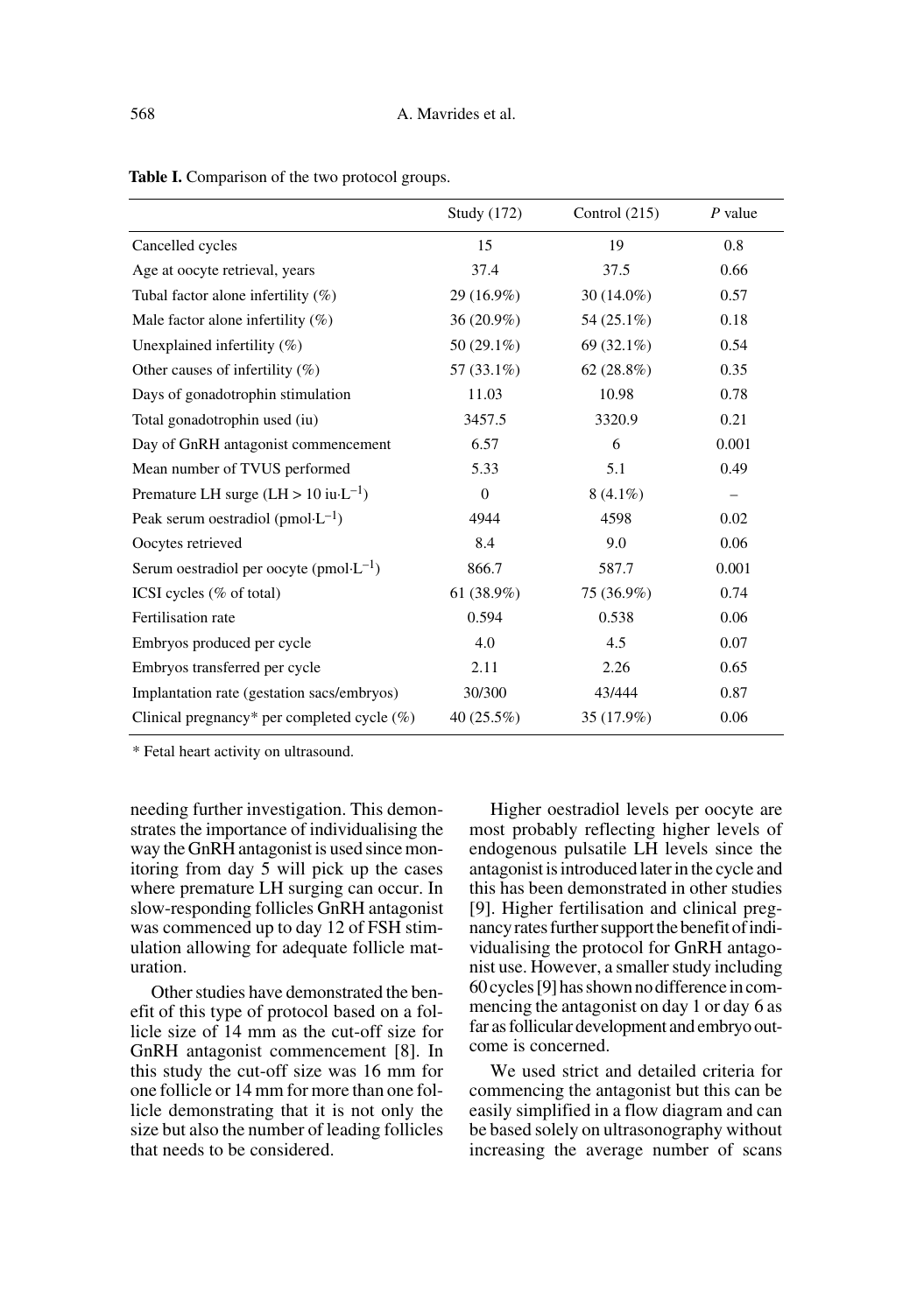**Table I.** Comparison of the two protocol groups.

| | Study (172) | Control (215) | *P* value |
|---|---|---|---|
| Cancelled cycles | 15 | 19 | 0.8 |
| Age at oocyte retrieval, years | 37.4 | 37.5 | 0.66 |
| Tubal factor alone infertility (%) | 29 (16.9%) | 30 (14.0%) | 0.57 |
| Male factor alone infertility (%) | 36 (20.9%) | 54 (25.1%) | 0.18 |
| Unexplained infertility (%) | 50 (29.1%) | 69 (32.1%) | 0.54 |
| Other causes of infertility (%) | 57 (33.1%) | 62 (28.8%) | 0.35 |
| Days of gonadotrophin stimulation | 11.03 | 10.98 | 0.78 |
| Total gonadotrophin used (iu) | 3457.5 | 3320.9 | 0.21 |
| Day of GnRH antagonist commencement | 6.57 | 6 | 0.001 |
| Mean number of TVUS performed | 5.33 | 5.1 | 0.49 |
| Premature LH surge (LH > 10 iu·$L^{-1}$) | 0 | 8 (4.1%) | – |
| Peak serum oestradiol (pmol·$L^{-1}$) | 4944 | 4598 | 0.02 |
| Oocytes retrieved | 8.4 | 9.0 | 0.06 |
| Serum oestradiol per oocyte (pmol·$L^{-1}$) | 866.7 | 587.7 | 0.001 |
| ICSI cycles (% of total) | 61 (38.9%) | 75 (36.9%) | 0.74 |
| Fertilisation rate | 0.594 | 0.538 | 0.06 |
| Embryos produced per cycle | 4.0 | 4.5 | 0.07 |
| Embryos transferred per cycle | 2.11 | 2.26 | 0.65 |
| Implantation rate (gestation sacs/embryos) | 30/300 | 43/444 | 0.87 |
| Clinical pregnancy* per completed cycle (%) | 40 (25.5%) | 35 (17.9%) | 0.06 |

\* Fetal heart activity on ultrasound.

needing further investigation. This demonstrates the importance of individualising the way the GnRH antagonist is used since monitoring from day 5 will pick up the cases where premature LH surging can occur. In slow-responding follicles GnRH antagonist was commenced up to day 12 of FSH stimulation allowing for adequate follicle maturation.

Other studies have demonstrated the benefit of this type of protocol based on a follicle size of 14 mm as the cut-off size for GnRH antagonist commencement [8]. In this study the cut-off size was 16 mm for one follicle or 14 mm for more than one follicle demonstrating that it is not only the size but also the number of leading follicles that needs to be considered.

Higher oestradiol levels per oocyte are most probably reflecting higher levels of endogenous pulsatile LH levels since the antagonist is introduced later in the cycle and this has been demonstrated in other studies [9]. Higher fertilisation and clinical pregnancy rates further support the benefit of individualising the protocol for GnRH antagonist use. However, a smaller study including 60 cycles [9] has shown no difference in commencing the antagonist on day 1 or day 6 as far as follicular development and embryo outcome is concerned.

We used strict and detailed criteria for commencing the antagonist but this can be easily simplified in a flow diagram and can be based solely on ultrasonography without increasing the average number of scans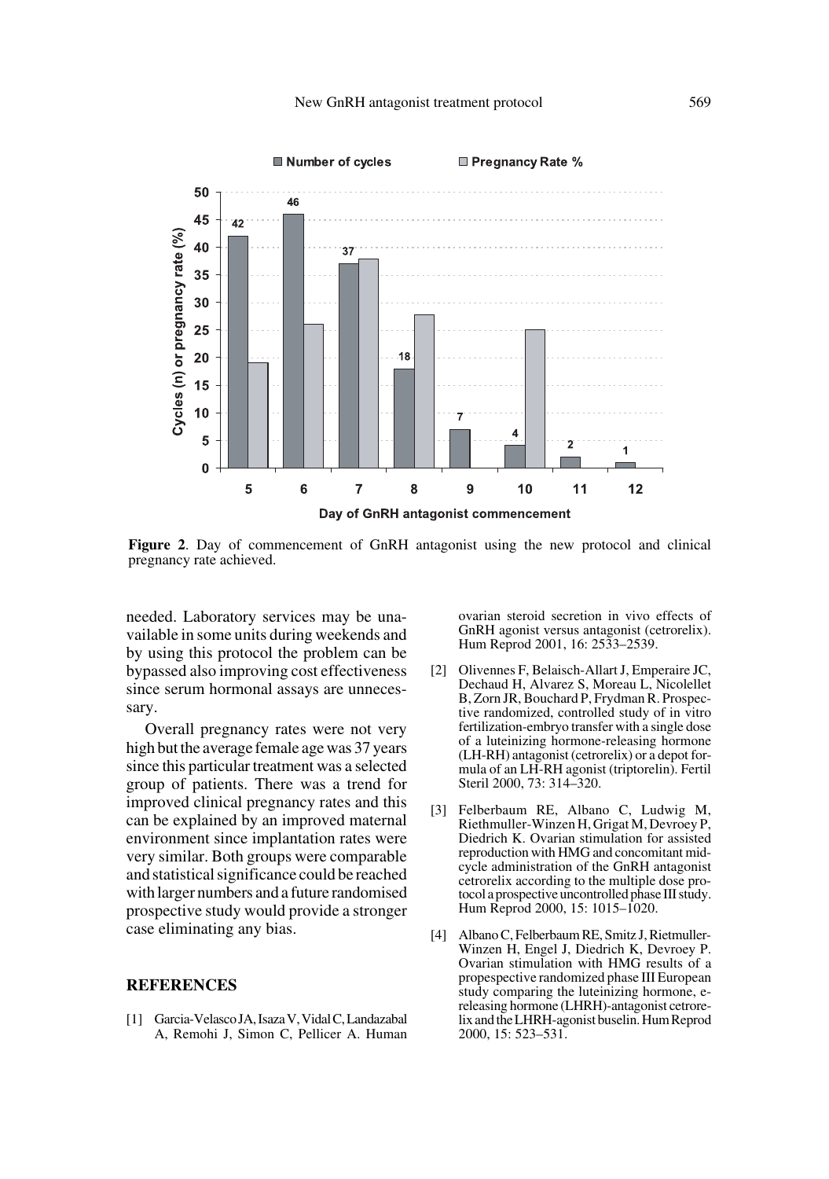**Figure 2**. Day of commencement of GnRH antagonist using the new protocol and clinical pregnancy rate achieved.

needed. Laboratory services may be unavailable in some units during weekends and by using this protocol the problem can be bypassed also improving cost effectiveness since serum hormonal assays are unnecessary.

Overall pregnancy rates were not very high but the average female age was 37 years since this particular treatment was a selected group of patients. There was a trend for improved clinical pregnancy rates and this can be explained by an improved maternal environment since implantation rates were very similar. Both groups were comparable and statistical significance could be reached with larger numbers and a future randomised prospective study would provide a stronger case eliminating any bias.

## REFERENCES

[1] Garcia-Velasco JA, Isaza V, Vidal C, Landazabal A, Remohi J, Simon C, Pellicer A. Human ovarian steroid secretion in vivo effects of GnRH agonist versus antagonist (cetrorelix). Hum Reprod 2001, 16: 2533–2539.

[2] Olivennes F, Belaisch-Allart J, Emperaire JC, Dechaud H, Alvarez S, Moreau L, Nicolellet B, Zorn JR, Bouchard P, Frydman R. Prospective randomized, controlled study of in vitro fertilization-embryo transfer with a single dose of a luteinizing hormone-releasing hormone (LH-RH) antagonist (cetrorelix) or a depot formula of an LH-RH agonist (triptorelin). Fertil Steril 2000, 73: 314–320.

[3] Felberbaum RE, Albano C, Ludwig M, Riethmuller-Winzen H, Grigat M, Devroey P, Diedrich K. Ovarian stimulation for assisted reproduction with HMG and concomitant midcycle administration of the GnRH antagonist cetrorelix according to the multiple dose protocol a prospective uncontrolled phase III study. Hum Reprod 2000, 15: 1015–1020.

[4] Albano C, Felberbaum RE, Smitz J, Rietmuller-Winzen H, Engel J, Diedrich K, Devroey P. Ovarian stimulation with HMG results of a propespective randomized phase III European study comparing the luteinizing hormone, e-releasing hormone (LHRH)-antagonist cetrorelix and the LHRH-agonist buselin. Hum Reprod 2000, 15: 523–531.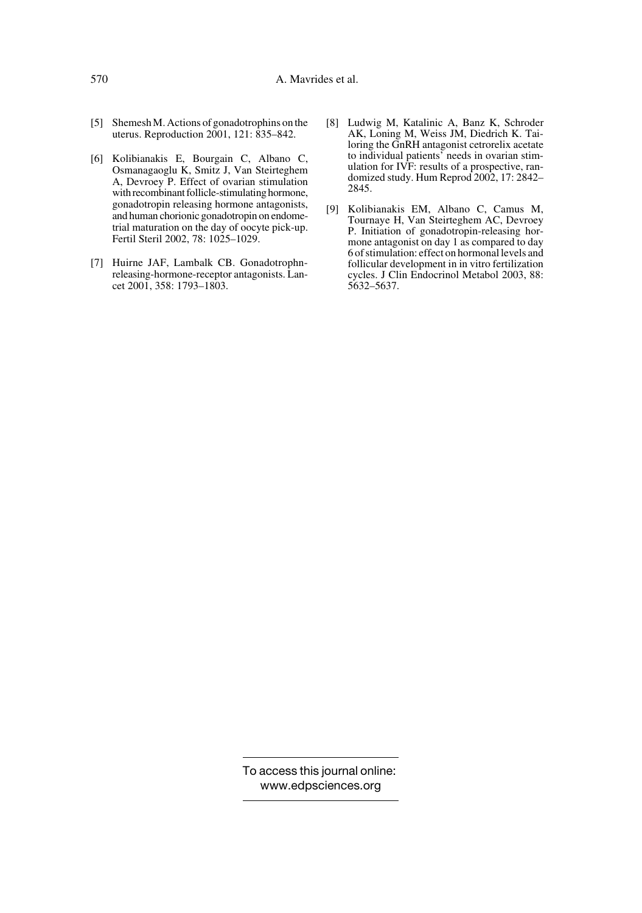[5] Shemesh M. Actions of gonadotrophins on the uterus. Reproduction 2001, 121: 835–842.

[6] Kolibianakis E, Bourgain C, Albano C, Osmanagaoglu K, Smitz J, Van Steirteghem A, Devroey P. Effect of ovarian stimulation with recombinant follicle-stimulating hormone, gonadotropin releasing hormone antagonists, and human chorionic gonadotropin on endometrial maturation on the day of oocyte pick-up. Fertil Steril 2002, 78: 1025–1029.

[7] Huirne JAF, Lambalk CB. Gonadotrophn-releasing-hormone-receptor antagonists. Lancet 2001, 358: 1793–1803.

[8] Ludwig M, Katalinic A, Banz K, Schroder AK, Loning M, Weiss JM, Diedrich K. Tailoring the GnRH antagonist cetrorelix acetate to individual patients' needs in ovarian stimulation for IVF: results of a prospective, randomized study. Hum Reprod 2002, 17: 2842–2845.

[9] Kolibianakis EM, Albano C, Camus M, Tournaye H, Van Steirteghem AC, Devroey P. Initiation of gonadotropin-releasing hormone antagonist on day 1 as compared to day 6 of stimulation: effect on hormonal levels and follicular development in in vitro fertilization cycles. J Clin Endocrinol Metabol 2003, 88: 5632–5637.

To access this journal online:
www.edpsciences.org